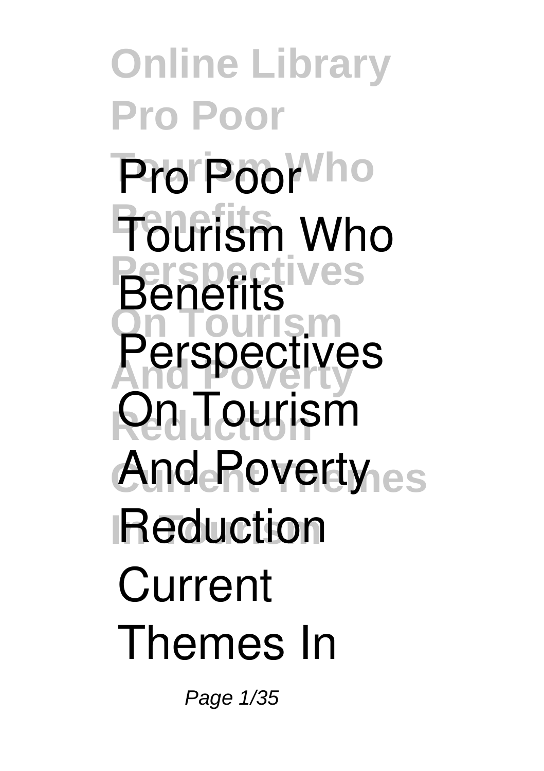# Pro Poor Tourism Who Benefits Perspectives On Tourism And Poverty Reduction Current Themes In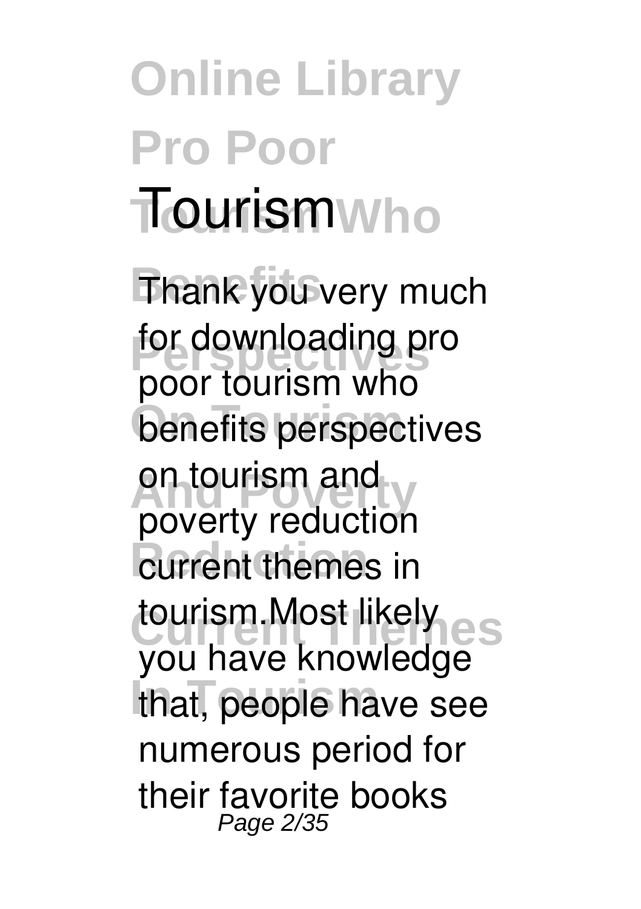# Online Library Pro Poor Tourism Who Benefits Perspectives On Tourism And Poverty Reduction Current Themes In Tourism

Thank you very much for downloading **pro poor tourism who benefits perspectives on tourism and poverty reduction current themes in tourism**.Most likely you have knowledge that, people have see numerous period for their favorite books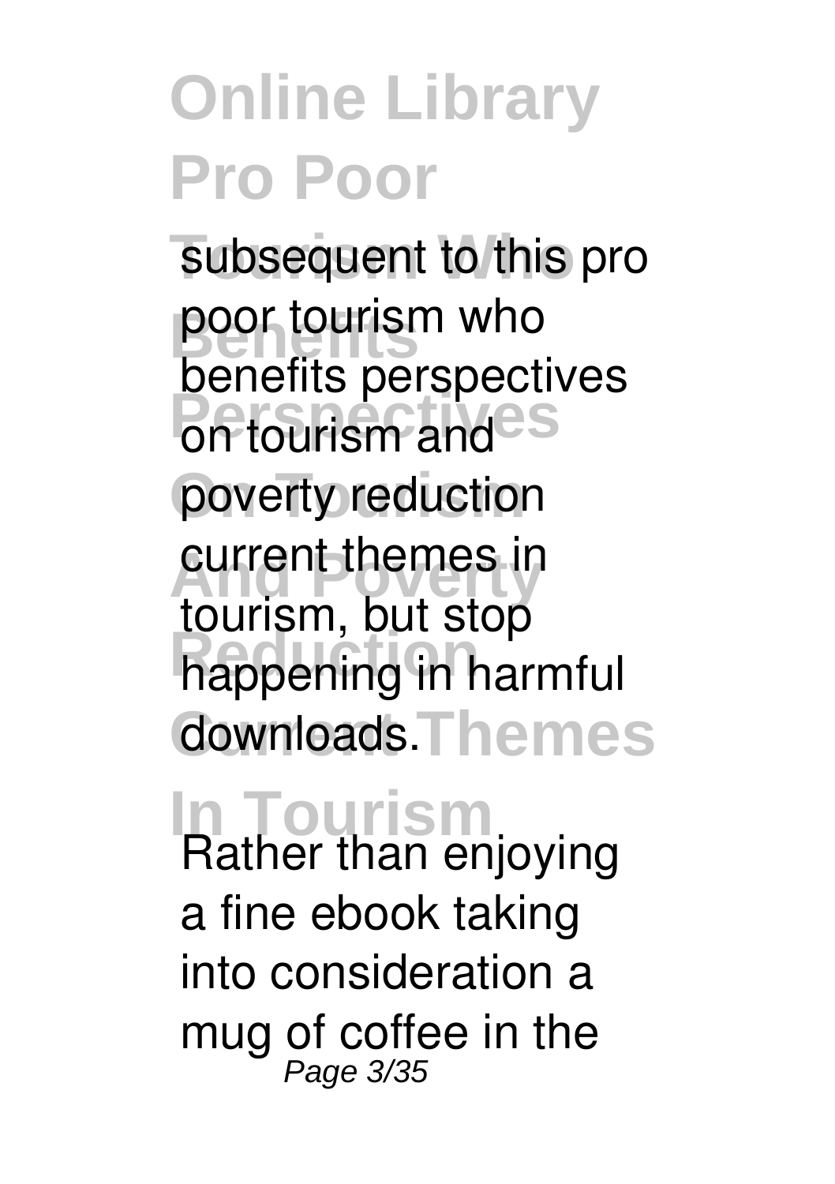subsequent to this pro poor tourism who benefits perspectives on tourism and poverty reduction current themes in tourism, but stop happening in harmful downloads.

Rather than enjoying a fine ebook taking into consideration a mug of coffee in the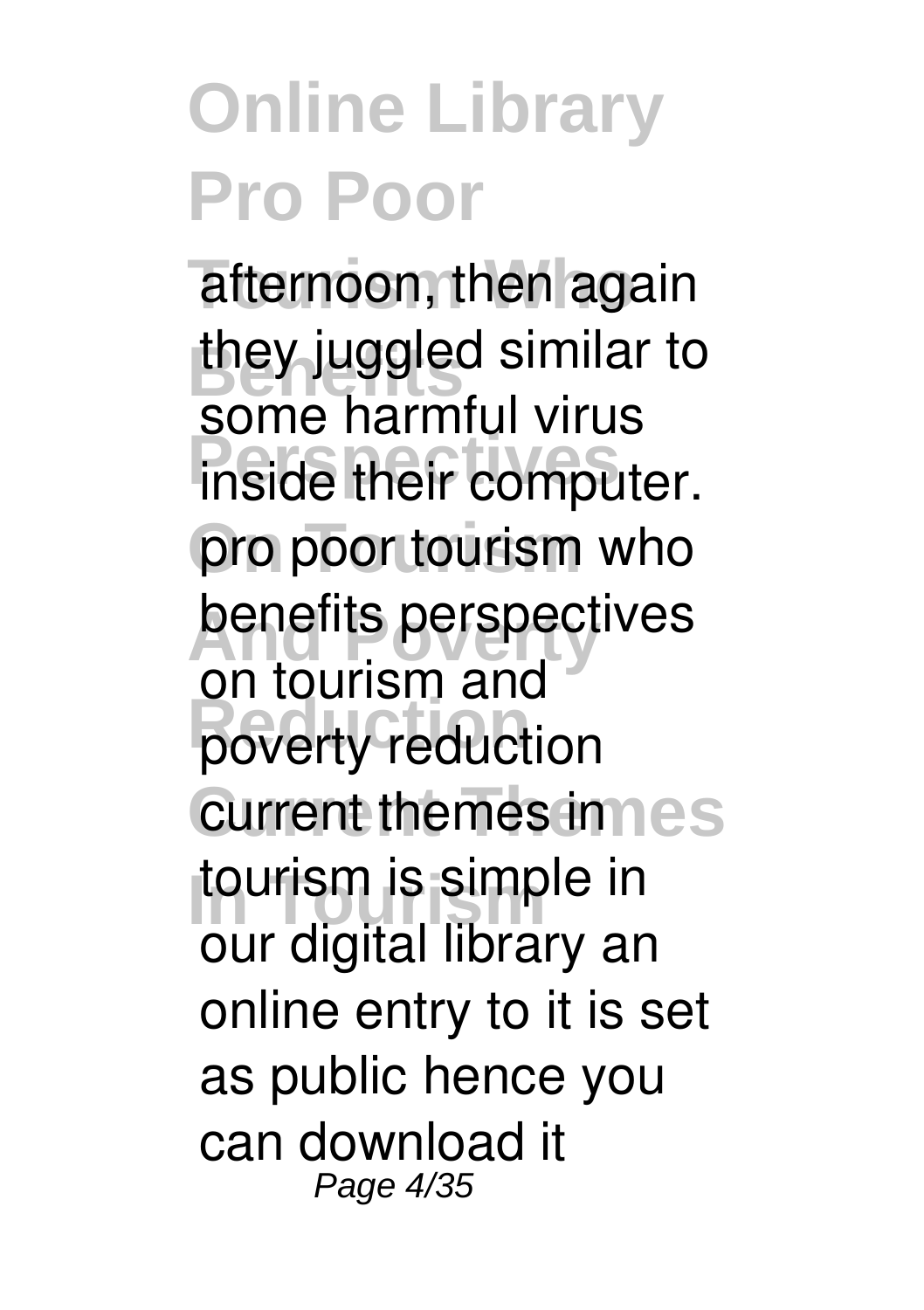afternoon, then again they juggled similar to some harmful virus inside their computer. pro poor tourism who benefits perspectives on tourism and poverty reduction current themes in tourism is simple in our digital library an online entry to it is set as public hence you can download it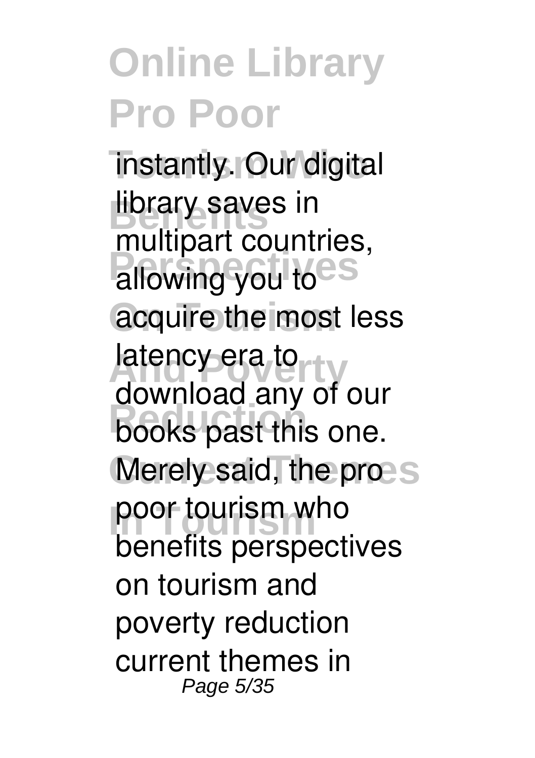instantly. Our digital library saves in multipart countries, allowing you to acquire the most less latency era to download any of our books past this one. Merely said, the pro poor tourism who benefits perspectives on tourism and poverty reduction current themes in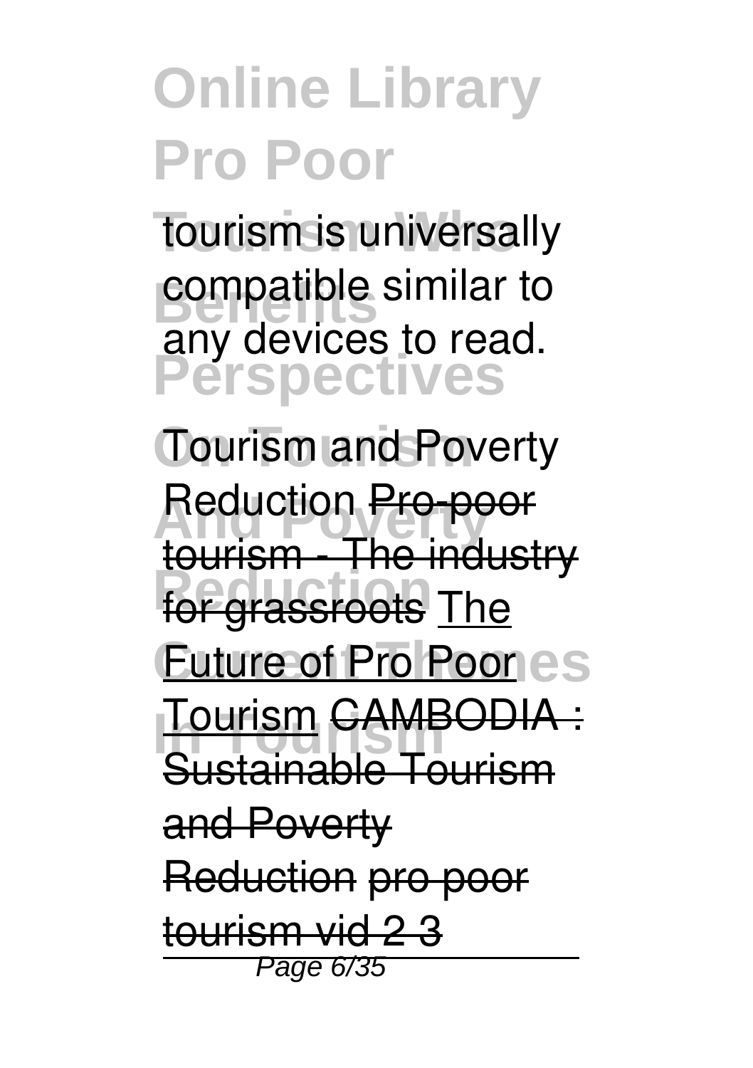tourism is universally compatible similar to any devices to read.

Tourism and Poverty Reduction Pro-poor tourism - The industry for grassroots The Future of Pro Poor Tourism CAMBODIA : Sustainable Tourism and Poverty Reduction pro poor tourism vid 2 3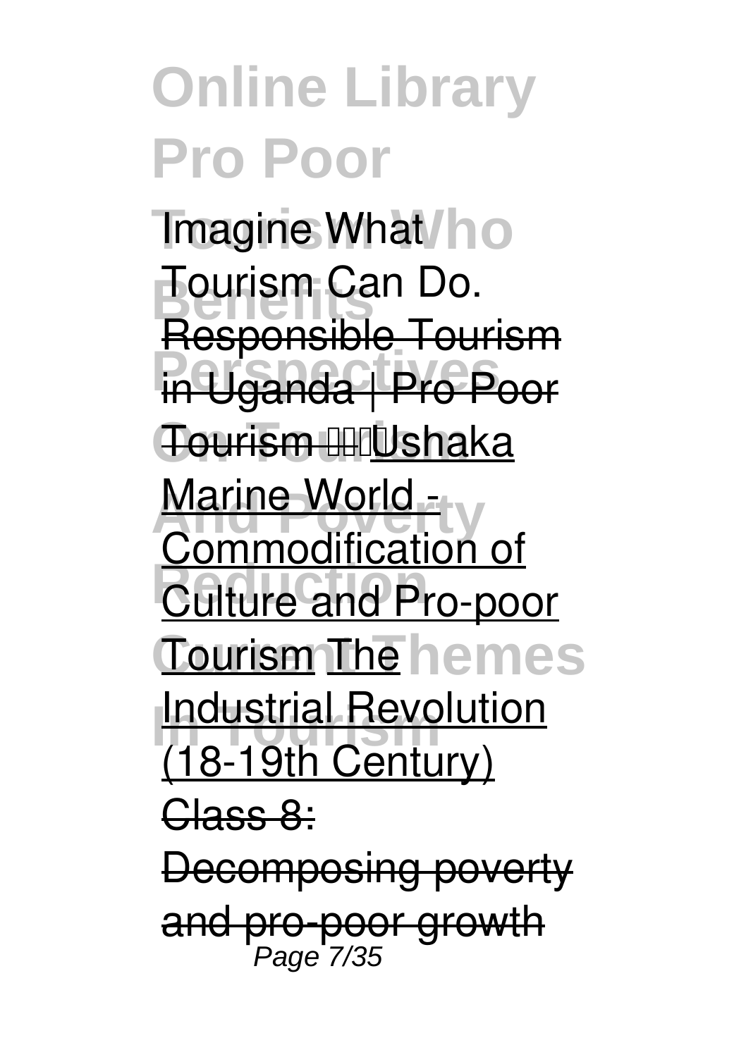Imagine What Tourism Can Do. Responsible Tourism in Uganda | Pro Poor Tourism Ushaka Marine World - Commodification of Culture and Pro-poor Tourism The Industrial Revolution (18-19th Century) Class 8: Decomposing poverty and pro-poor growth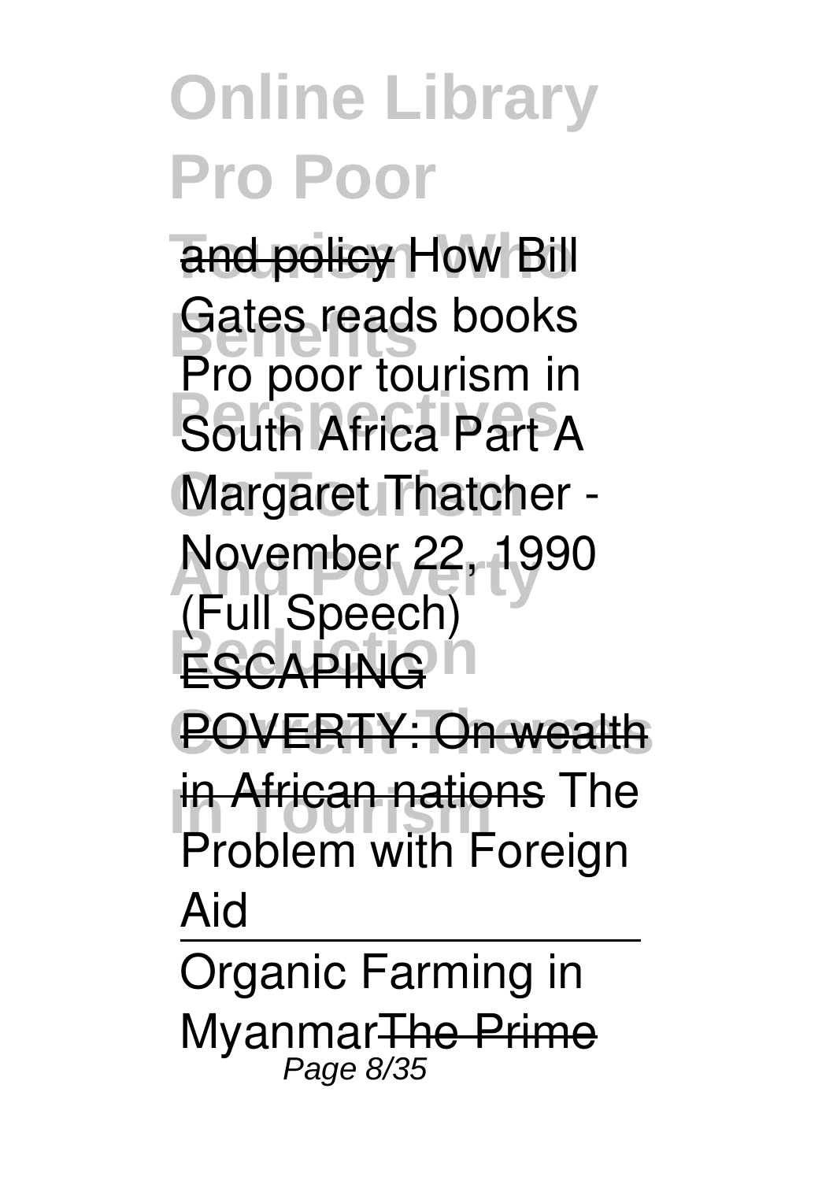# Online Library Pro Poor

and policy How Bill Gates reads books Pro poor tourism in South Africa Part A Margaret Thatcher - November 22, 1990 (Full Speech) ESCAPING POVERTY: On wealth in African nations The Problem with Foreign Aid

Organic Farming in MyanmarThe Prime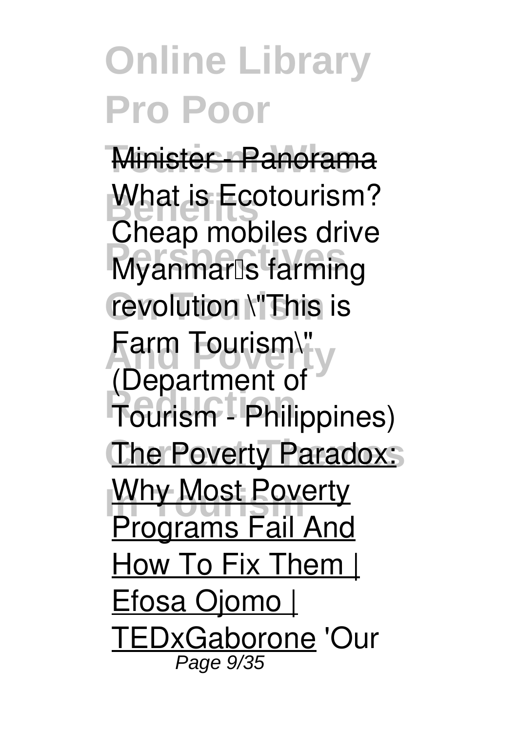# Online Library Pro Poor

Minister - Panorama

What is Ecotourism? Cheap mobiles drive Myanmar's farming revolution \"This is Farm Tourism\" (Department of Tourism - Philippines) The Poverty Paradox: Why Most Poverty Programs Fail And How To Fix Them | Efosa Ojomo | TEDxGaborone 'Our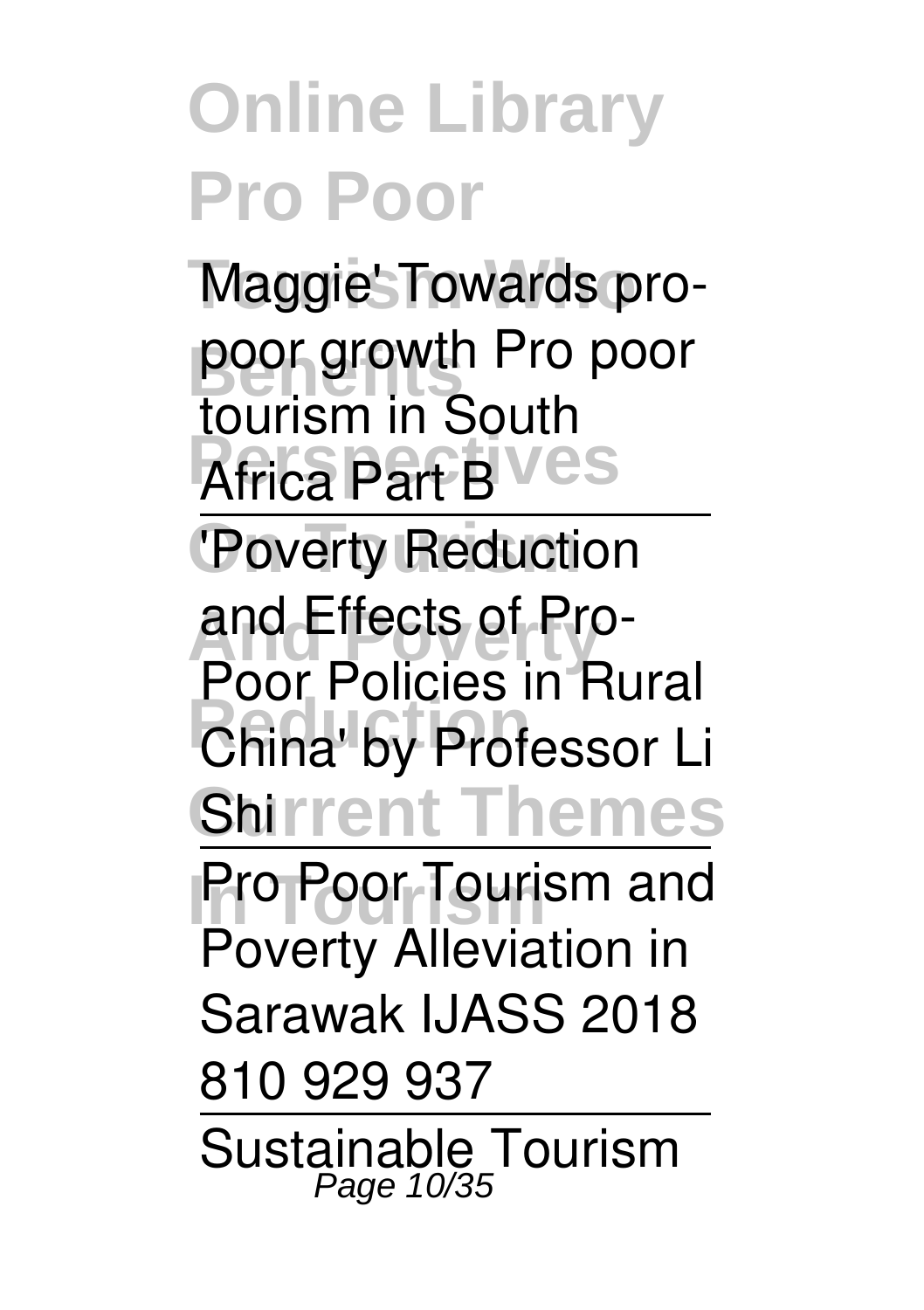Maggie' Towards pro-poor growth Pro poor tourism in South Africa Part B

---

'Poverty Reduction and Effects of Pro-Poor Policies in Rural China' by Professor Li Shi

---

Pro Poor Tourism and Poverty Alleviation in Sarawak IJASS 2018 810 929 937

---

Sustainable Tourism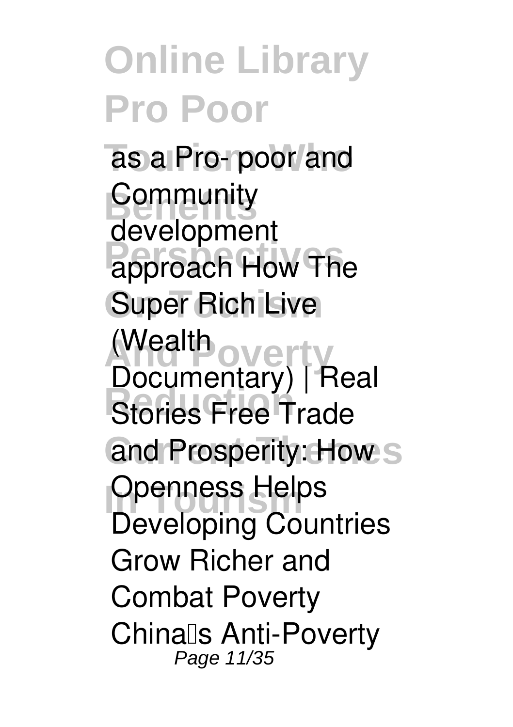as a Pro- poor and Community development approach How The Super Rich Live (Wealth Documentary) | Real Stories Free Trade and Prosperity: How Openness Helps Developing Countries Grow Richer and Combat Poverty China's Anti-Poverty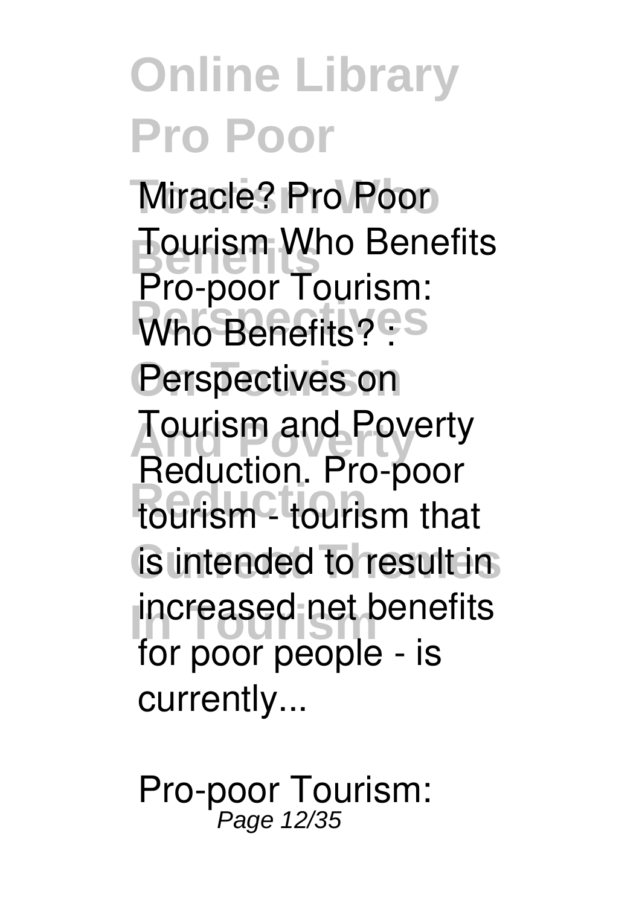Miracle? Pro Poor Tourism Who Benefits Pro-poor Tourism: Who Benefits? : Perspectives on Tourism and Poverty Reduction. Pro-poor tourism - tourism that is intended to result in increased net benefits for poor people - is currently...

**Pro-poor Tourism:**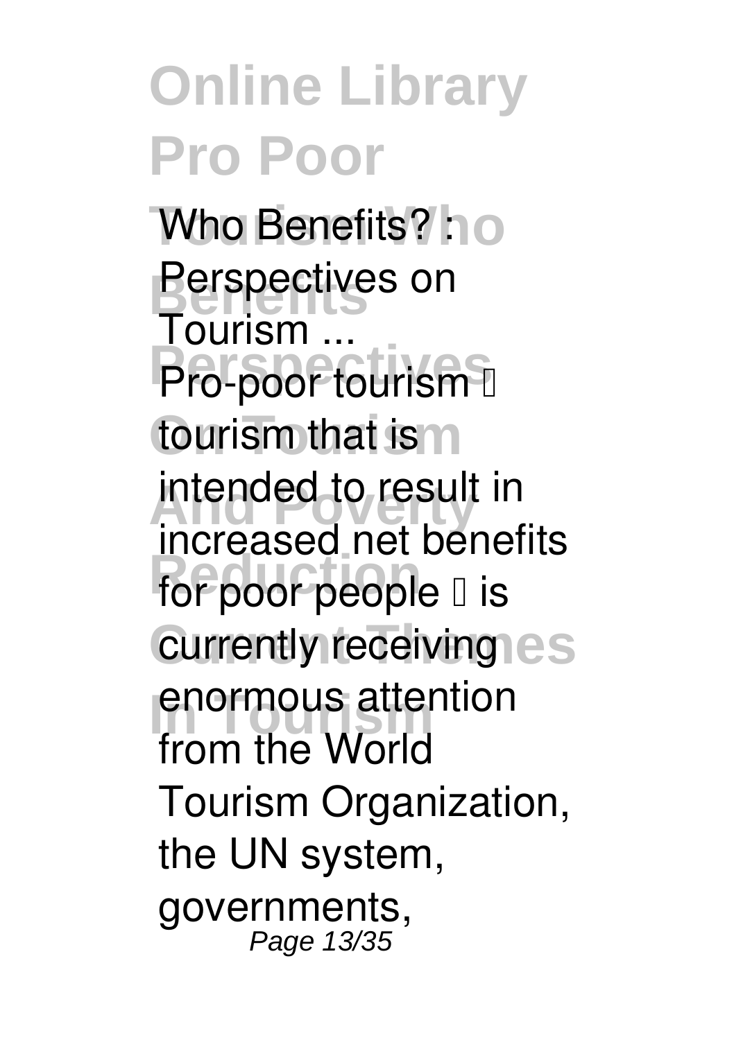**Who Benefits? : Perspectives on Tourism ...**

Pro-poor tourism – tourism that is intended to result in increased net benefits for poor people – is currently receiving enormous attention from the World Tourism Organization, the UN system, governments,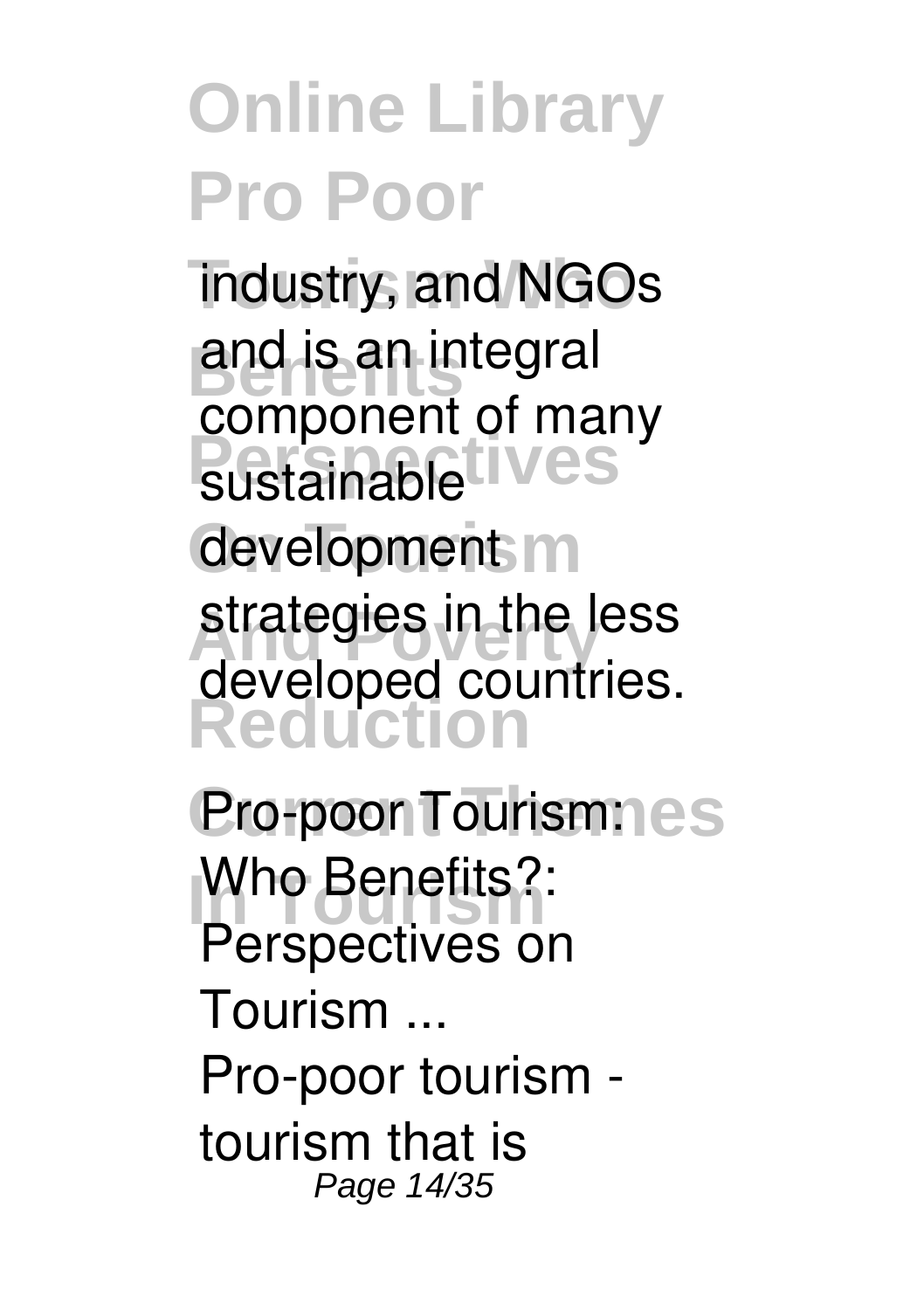industry, and NGOs and is an integral component of many sustainable development strategies in the less developed countries.

**Pro-poor Tourism: Who Benefits?: Perspectives on Tourism ...**

Pro-poor tourism - tourism that is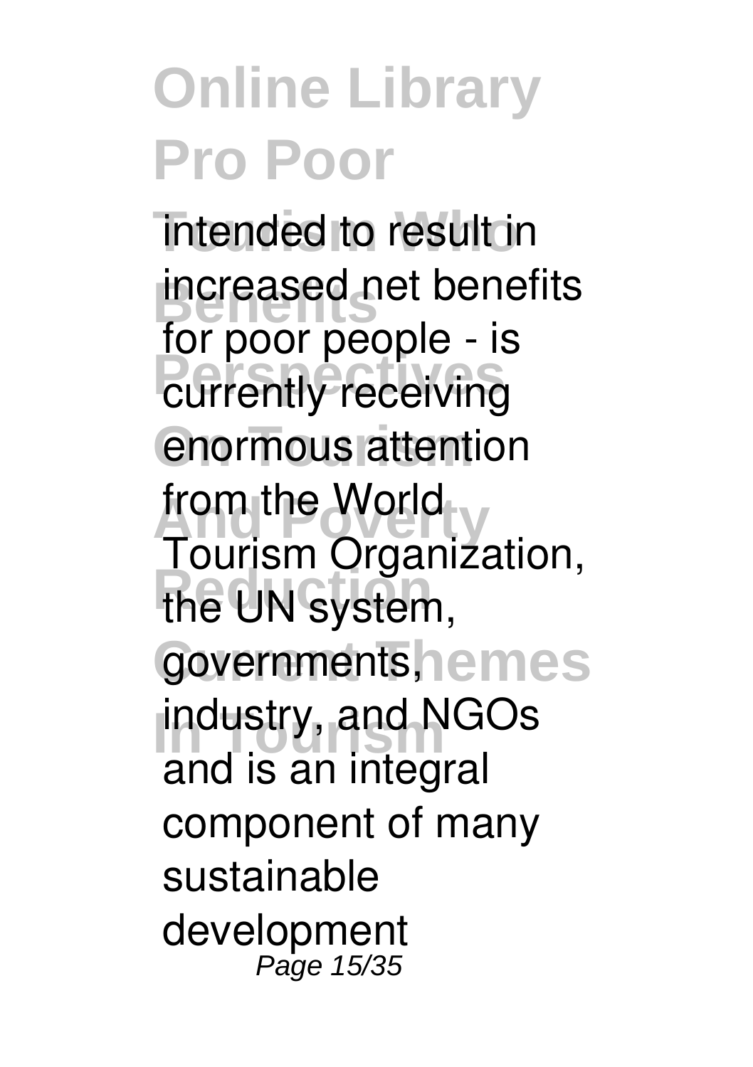intended to result in increased net benefits for poor people - is currently receiving enormous attention from the World Tourism Organization, the UN system, governments, industry, and NGOs and is an integral component of many sustainable development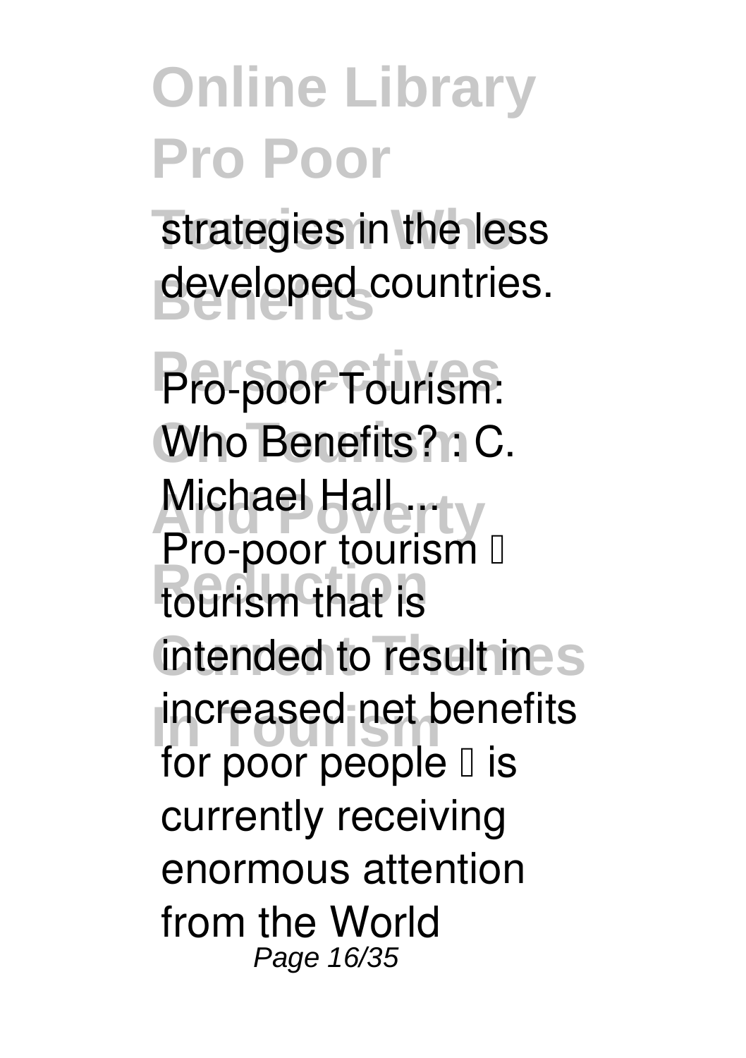strategies in the less developed countries.

**Pro-poor Tourism: Who Benefits? : C. Michael Hall ...**

Pro-poor tourism  tourism that is intended to result in increased net benefits for poor people  is currently receiving enormous attention from the World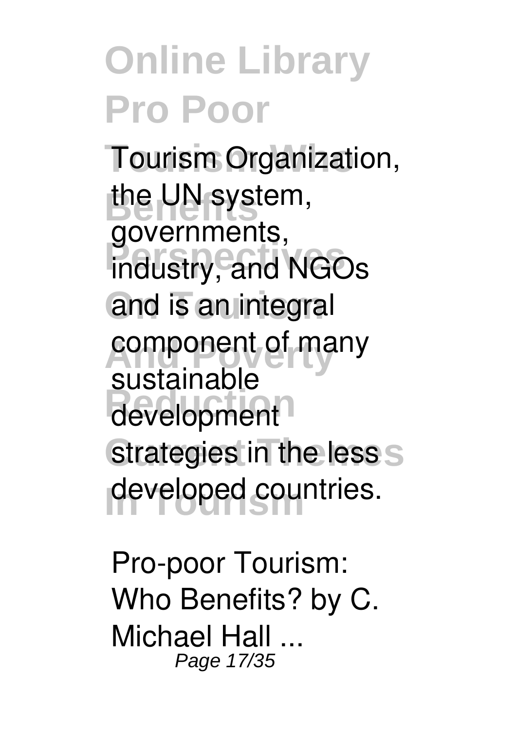Tourism Organization, the UN system, governments, industry, and NGOs and is an integral component of many sustainable development strategies in the less developed countries.

Pro-poor Tourism: Who Benefits? by C. Michael Hall ...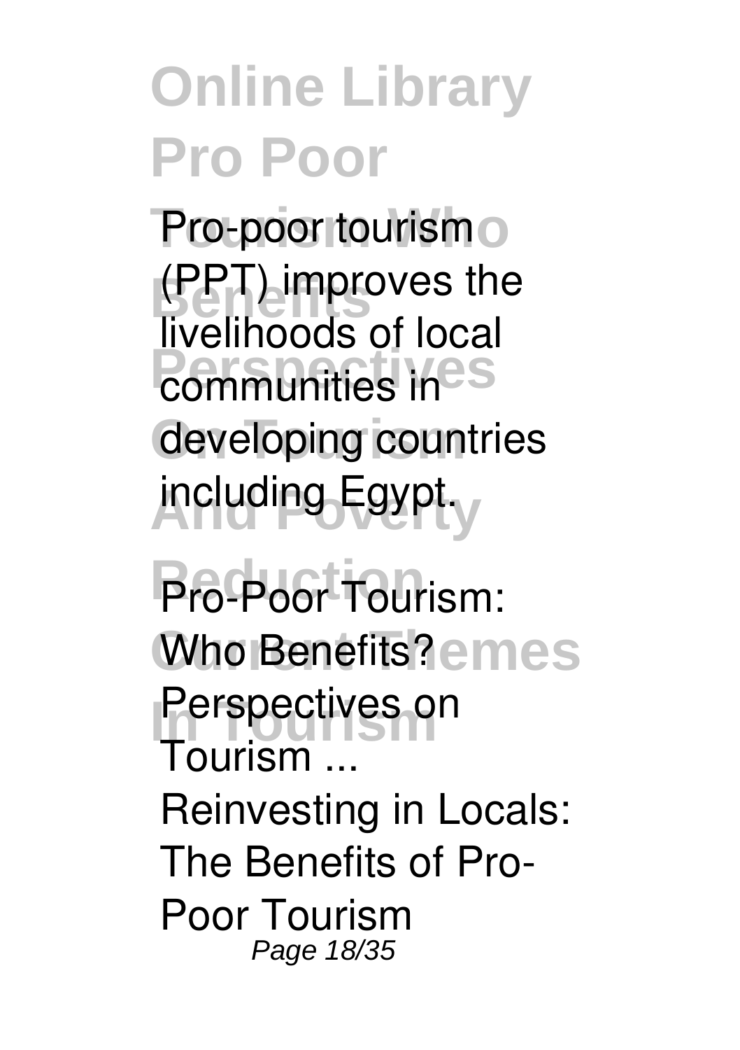Pro-poor tourism (PPT) improves the livelihoods of local communities in developing countries including Egypt.

**Pro-Poor Tourism: Who Benefits? Perspectives on Tourism ...**

Reinvesting in Locals: The Benefits of Pro-Poor Tourism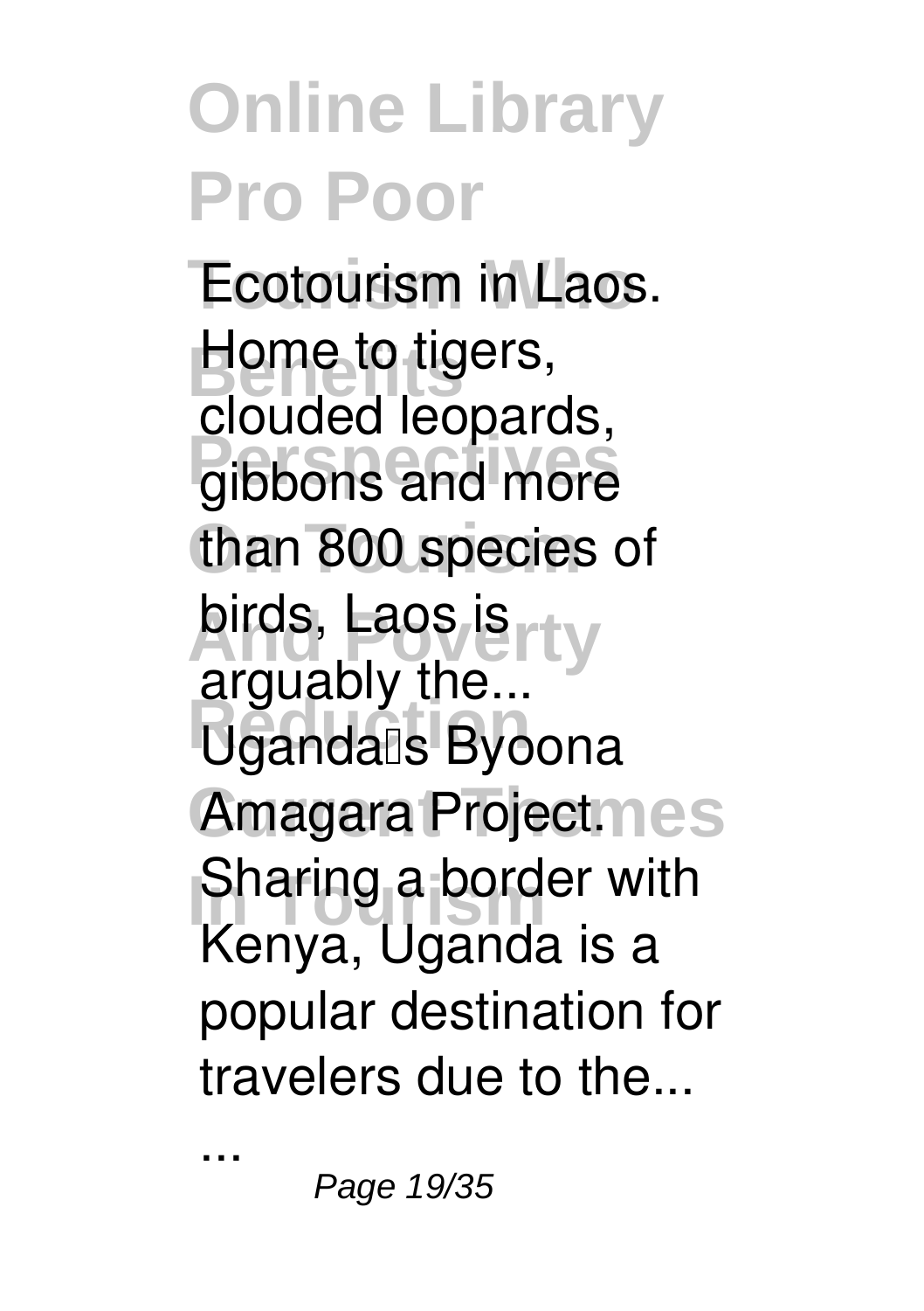Ecotourism in Laos. Home to tigers, clouded leopards, gibbons and more than 800 species of birds, Laos is arguably the... Uganda's Byoona Amagara Project. Sharing a border with Kenya, Uganda is a popular destination for travelers due to the...

...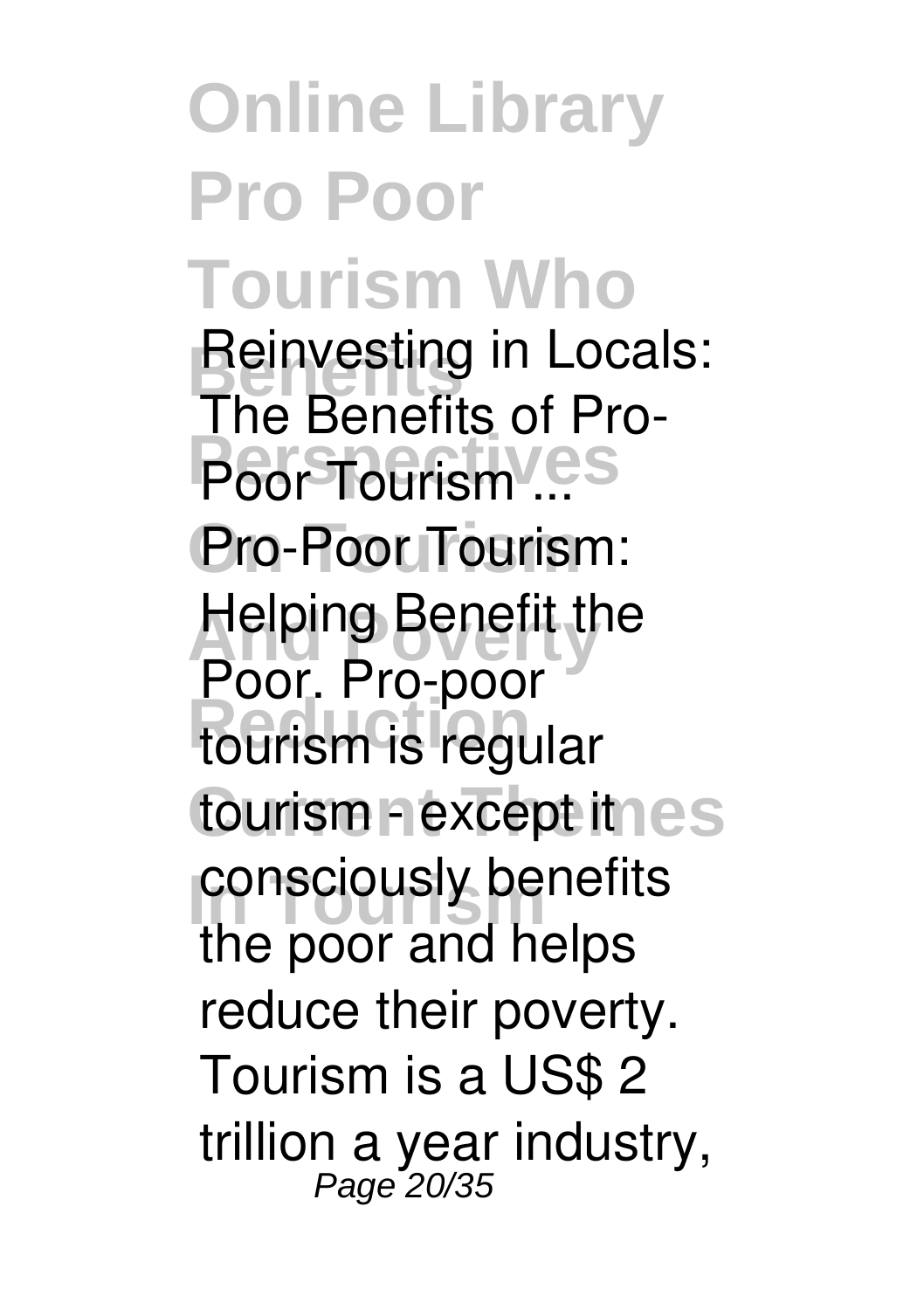**Reinvesting in Locals: The Benefits of Pro-Poor Tourism ...**

Pro-Poor Tourism: Helping Benefit the Poor. Pro-poor tourism is regular tourism - except it consciously benefits the poor and helps reduce their poverty. Tourism is a US$ 2 trillion a year industry,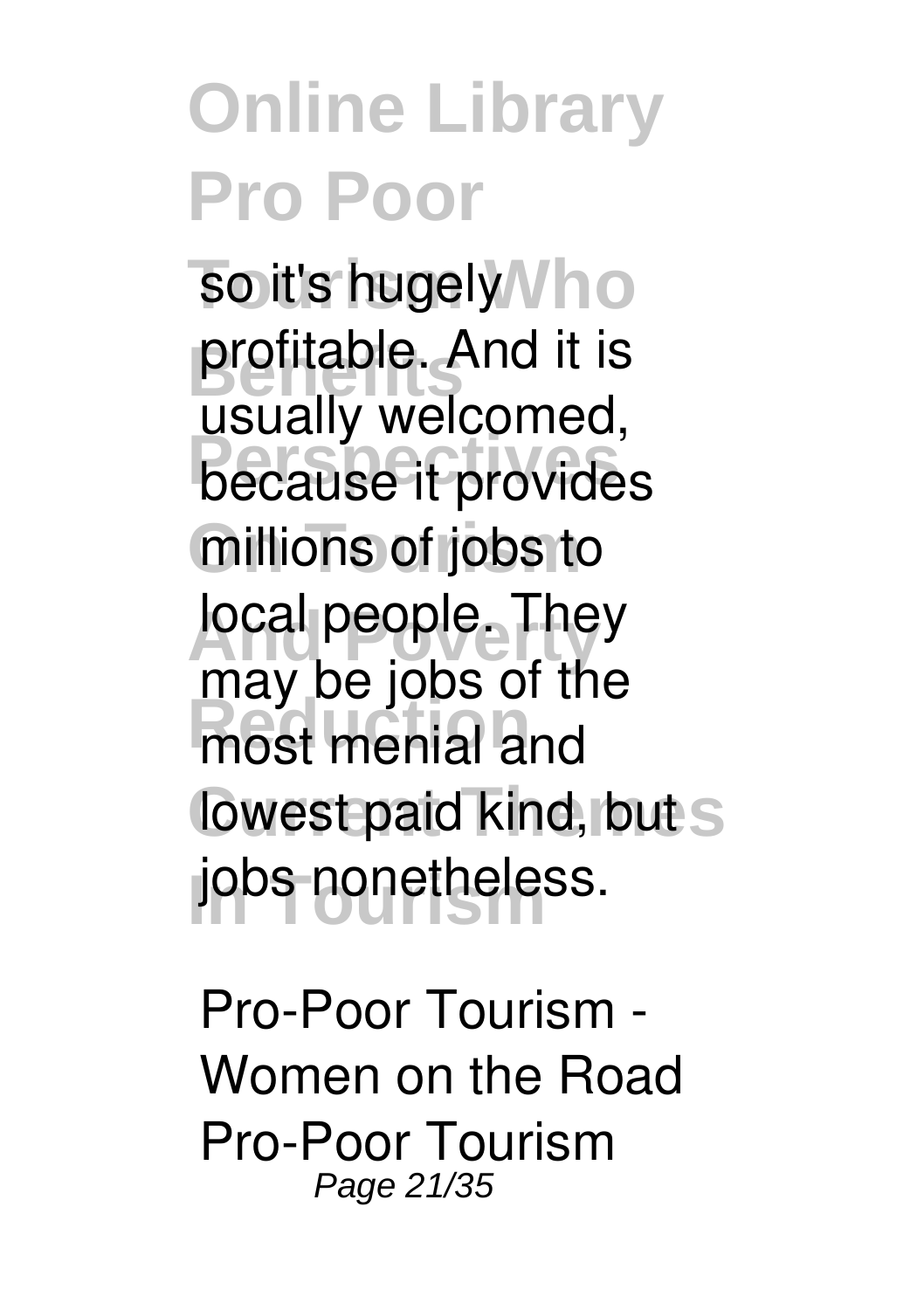so it's hugely profitable. And it is usually welcomed, because it provides millions of jobs to local people. They may be jobs of the most menial and lowest paid kind, but jobs nonetheless.

**Pro-Poor Tourism - Women on the Road**

**Pro-Poor Tourism**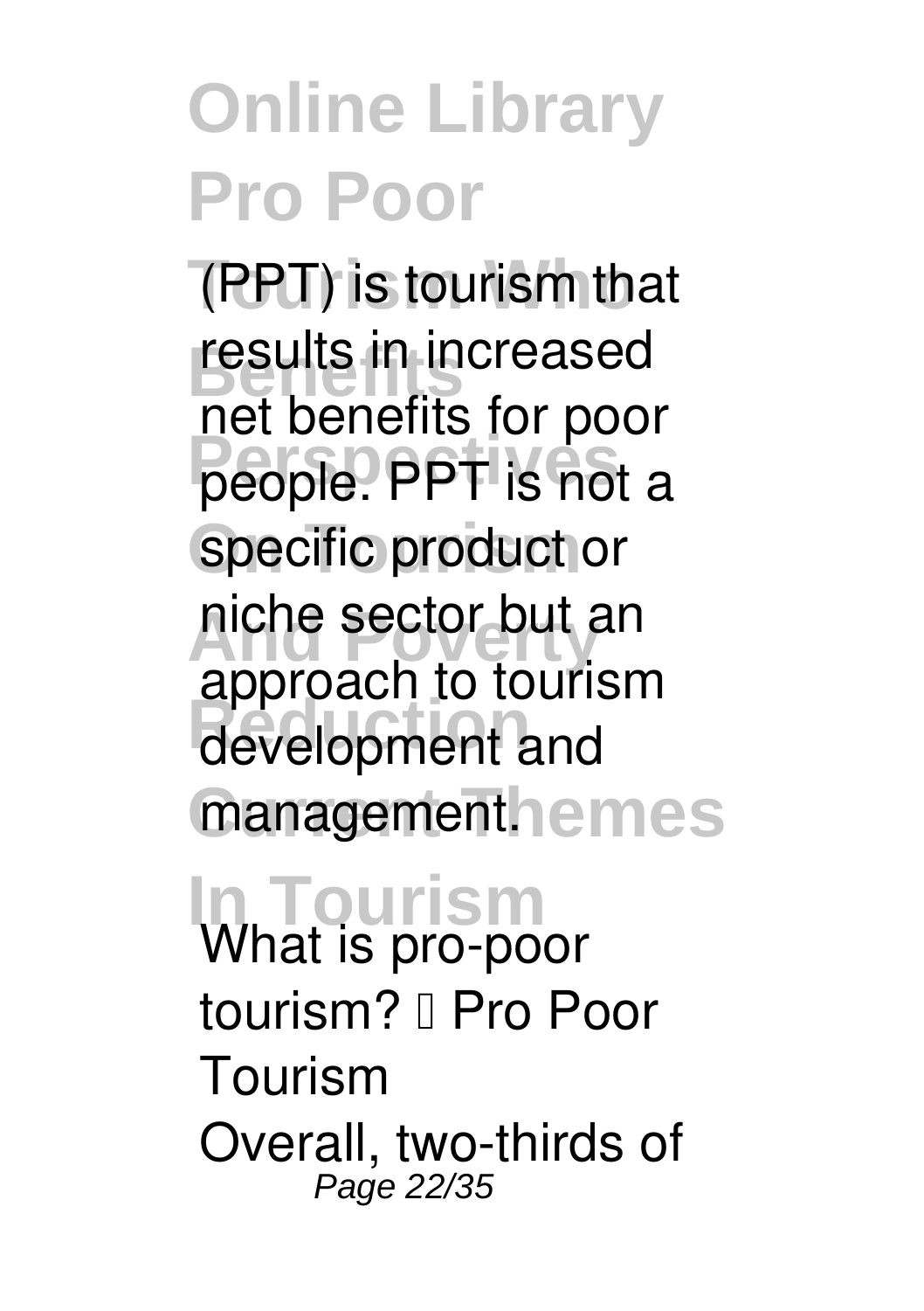(PPT) is tourism that results in increased net benefits for poor people. PPT is not a specific product or niche sector but an approach to tourism development and management.

**What is pro-poor tourism? – Pro Poor Tourism**

Overall, two-thirds of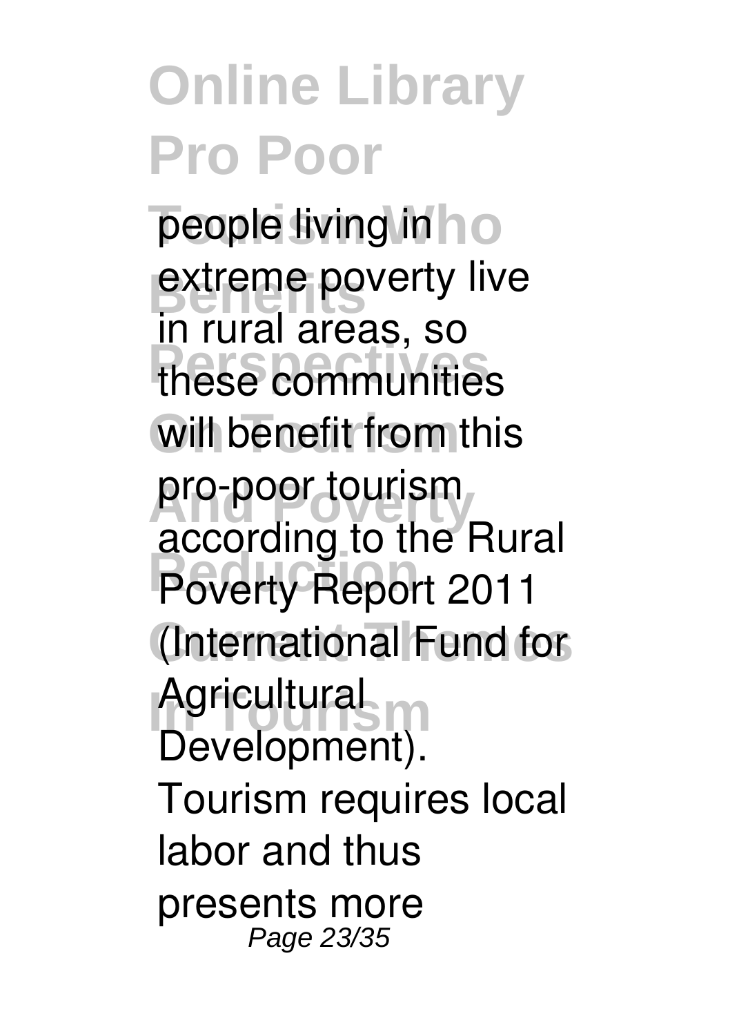people living in extreme poverty live in rural areas, so these communities will benefit from this pro-poor tourism according to the Rural Poverty Report 2011 (International Fund for Agricultural Development). Tourism requires local labor and thus presents more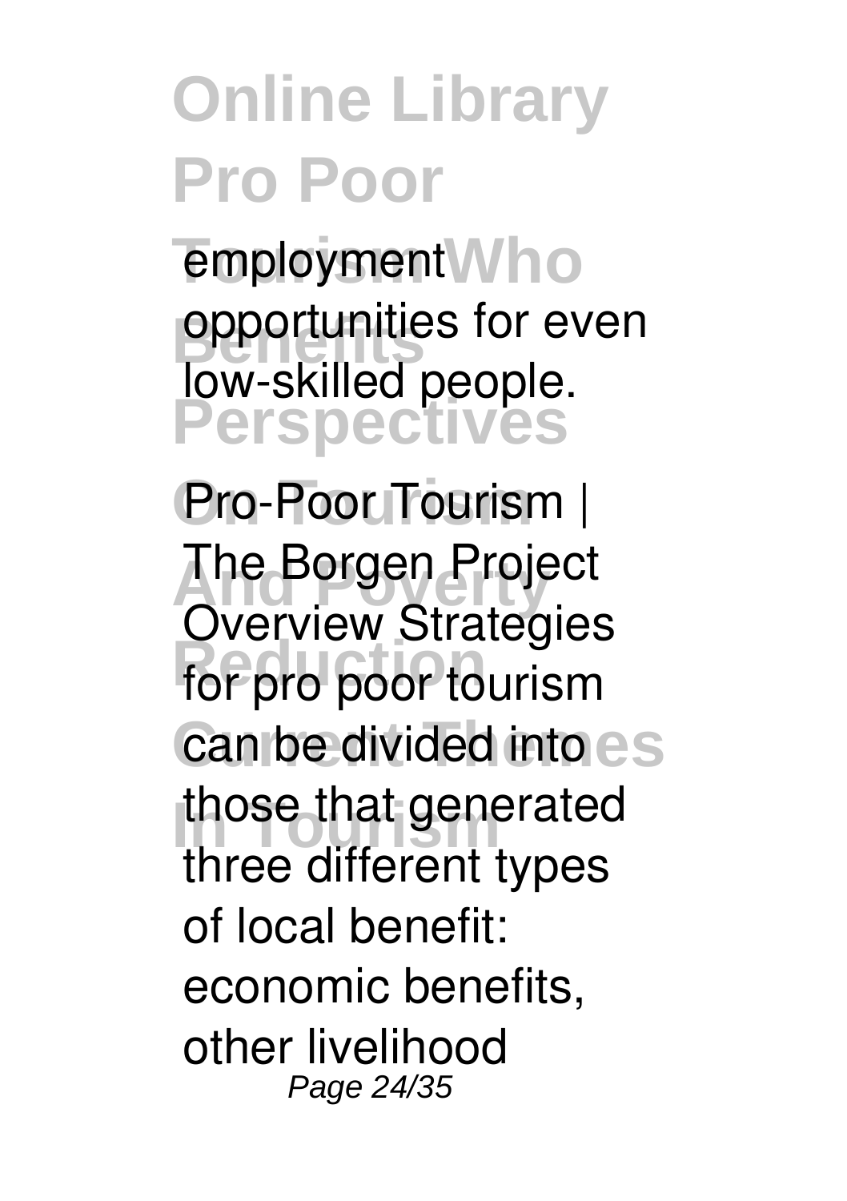employment opportunities for even low-skilled people.

**Pro-Poor Tourism | The Borgen Project**

Overview Strategies for pro poor tourism can be divided into those that generated three different types of local benefit: economic benefits, other livelihood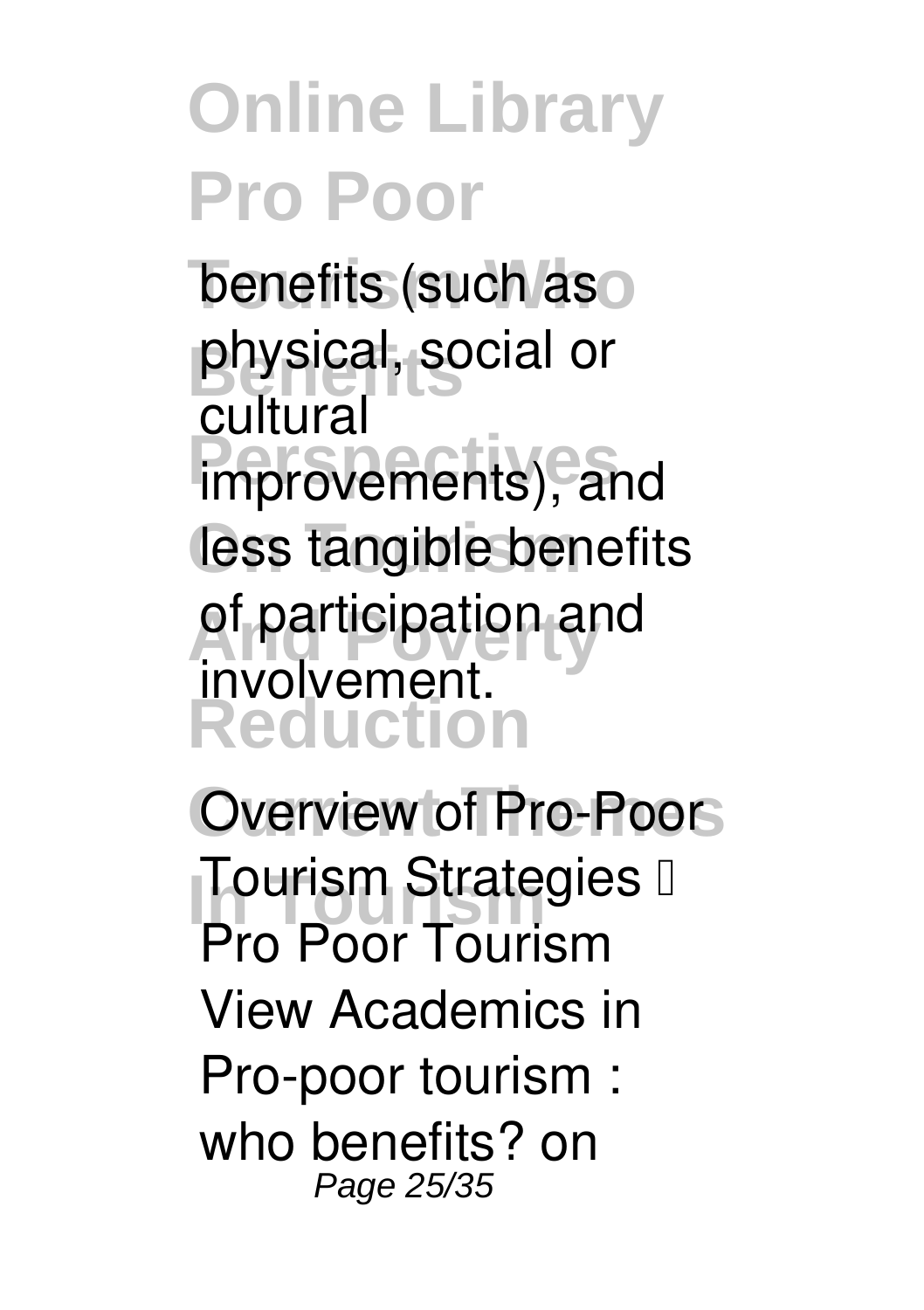benefits (such as physical, social or cultural improvements), and less tangible benefits of participation and involvement.

**Overview of Pro-Poor Tourism Strategies ·**

Pro Poor Tourism View Academics in Pro-poor tourism : who benefits? on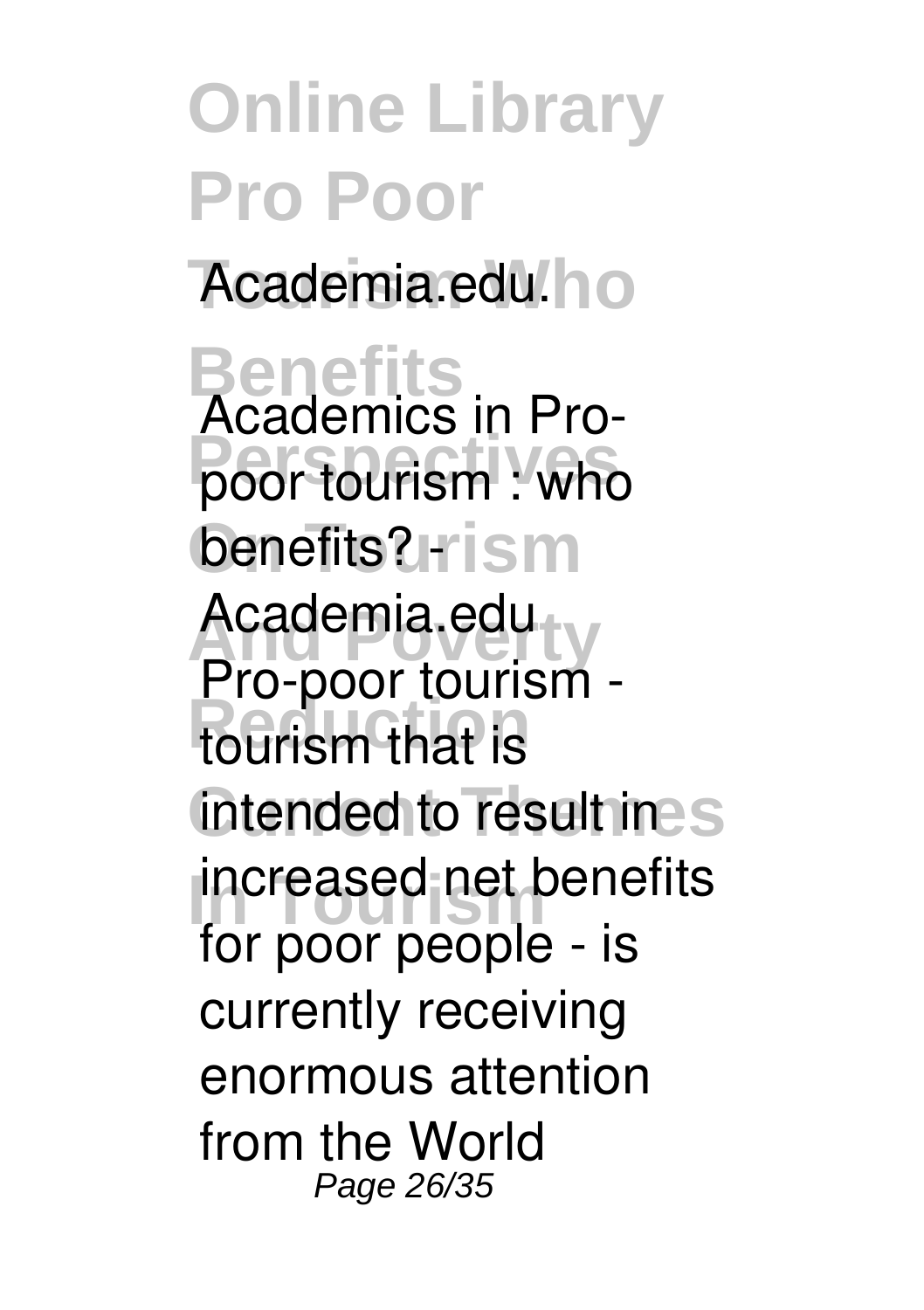Academia.edu

Academics in Pro-poor tourism : who benefits? - Academia.edu

Pro-poor tourism - tourism that is intended to result in increased net benefits for poor people - is currently receiving enormous attention from the World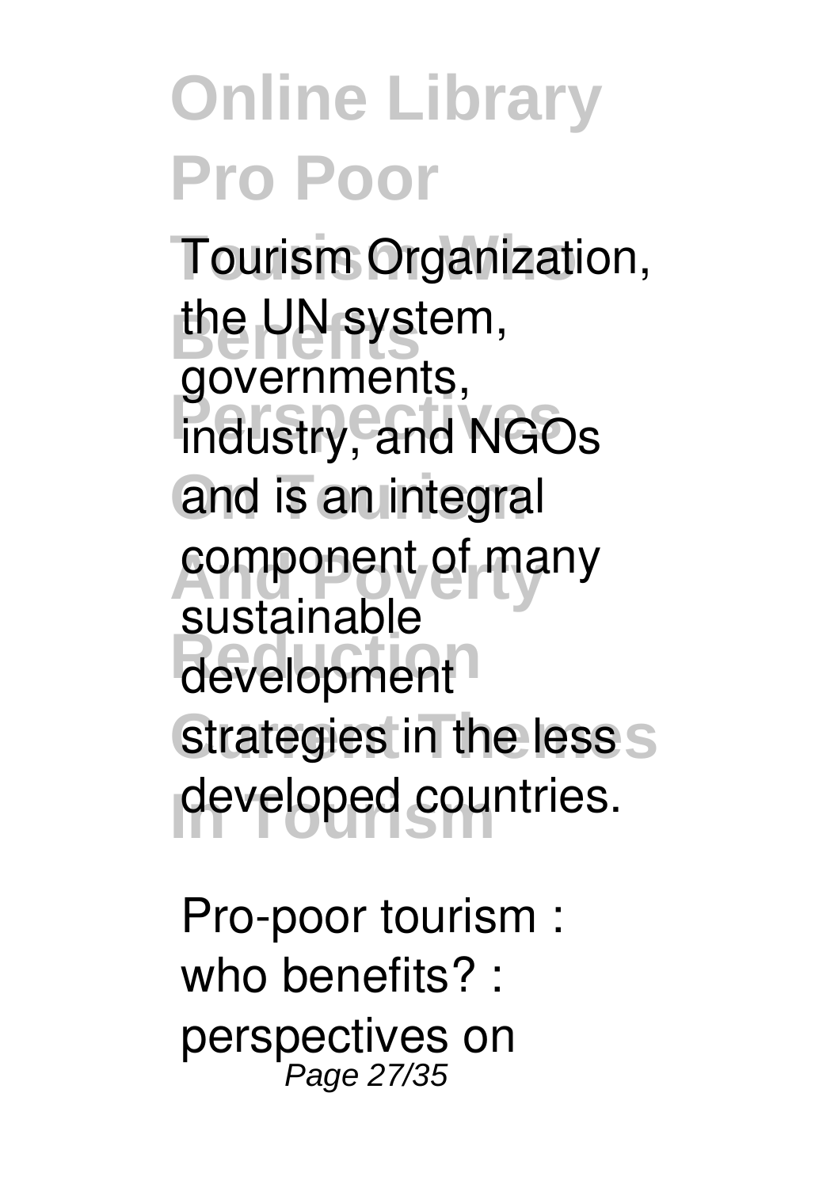Tourism Organization, the UN system, governments, industry, and NGOs and is an integral component of many sustainable development strategies in the less developed countries.

Pro-poor tourism : who benefits? : perspectives on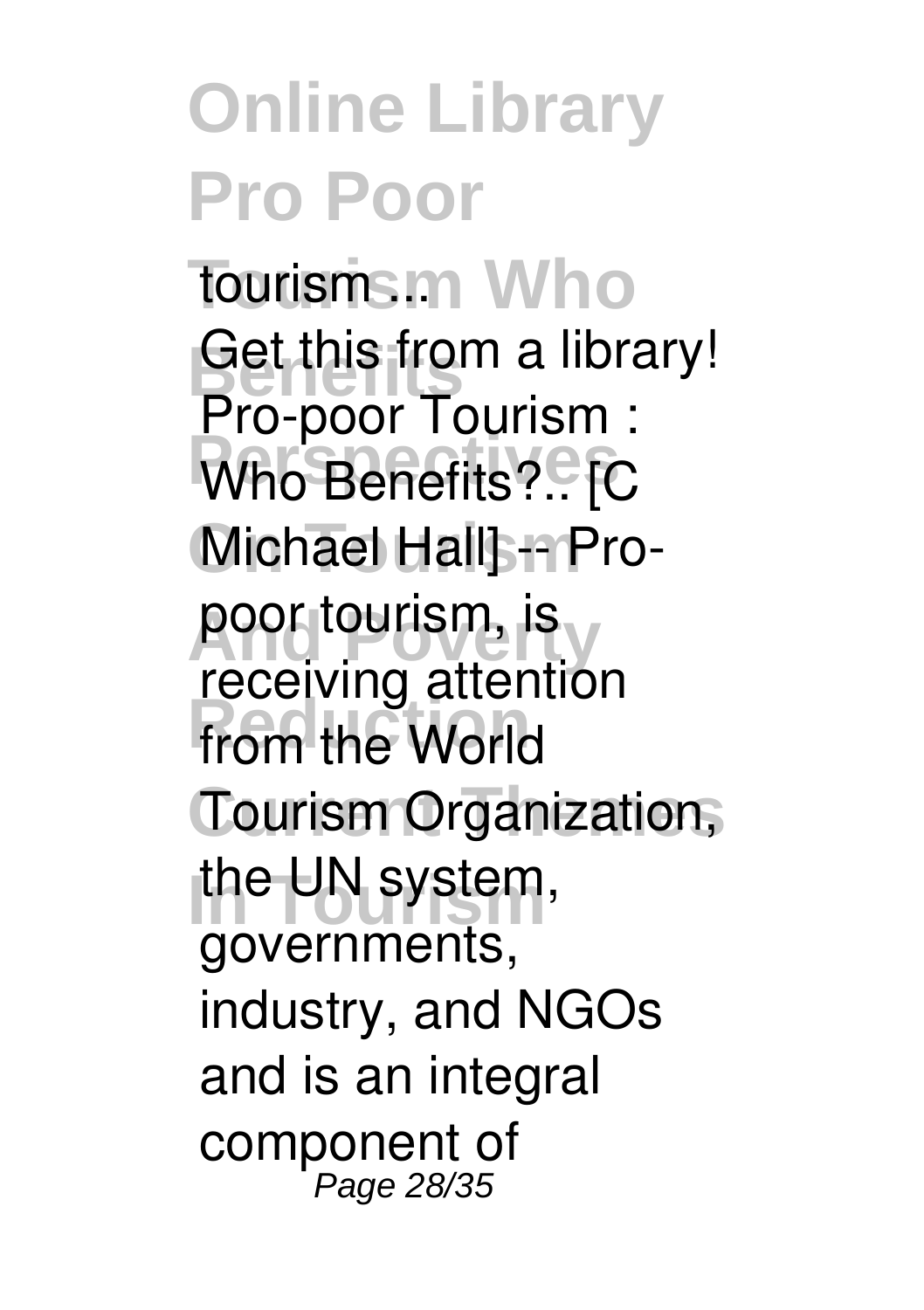tourism ...

Get this from a library! Pro-poor Tourism : Who Benefits?.. [C Michael Hall] -- Pro-poor tourism, is receiving attention from the World Tourism Organization, the UN system, governments, industry, and NGOs and is an integral component of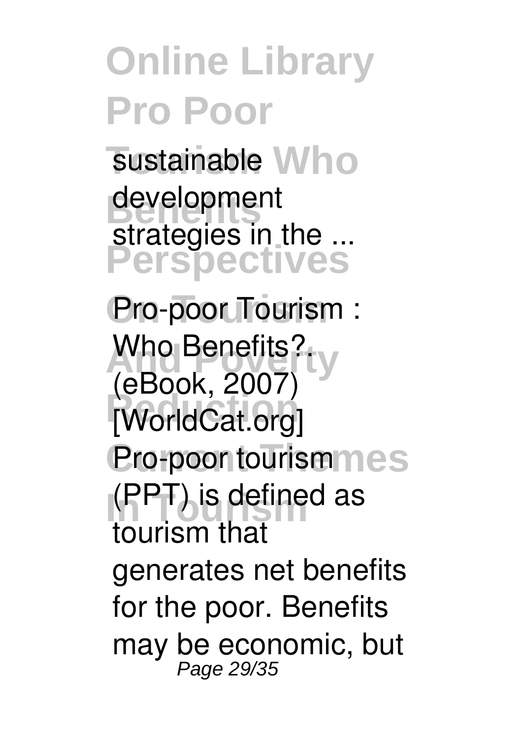sustainable development strategies in the ...

**Pro-poor Tourism : Who Benefits?. (eBook, 2007) [WorldCat.org]**

Pro-poor tourism (PPT) is defined as tourism that generates net benefits for the poor. Benefits may be economic, but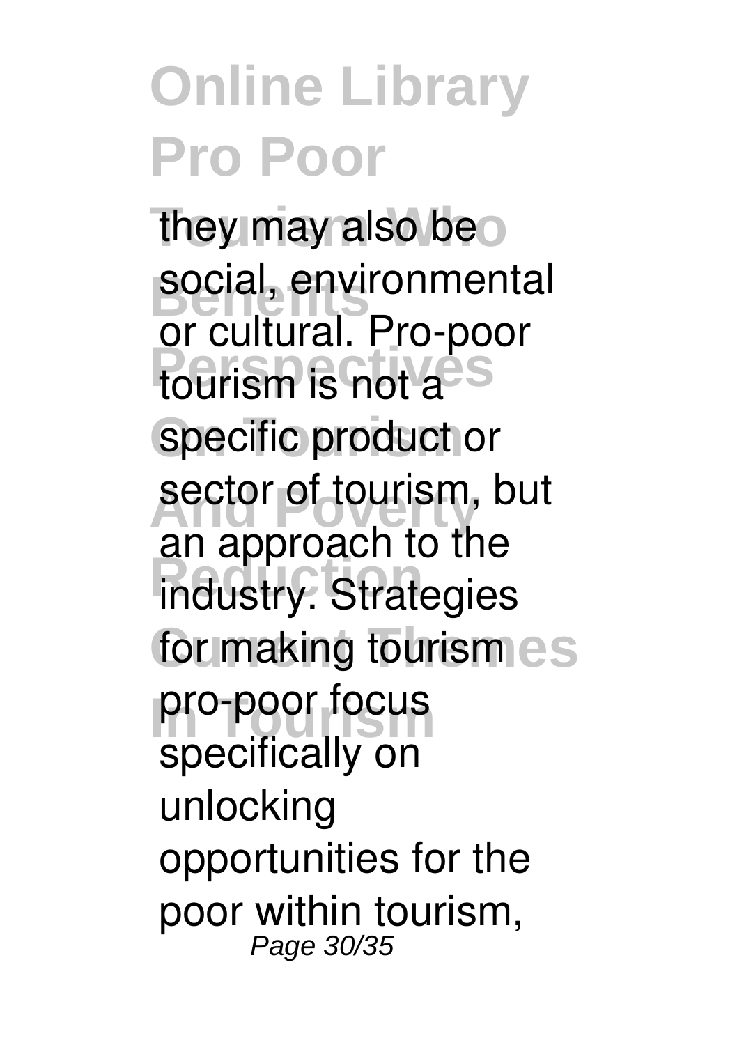they may also be social, environmental or cultural. Pro-poor tourism is not a specific product or sector of tourism, but an approach to the industry. Strategies for making tourism pro-poor focus specifically on unlocking opportunities for the poor within tourism,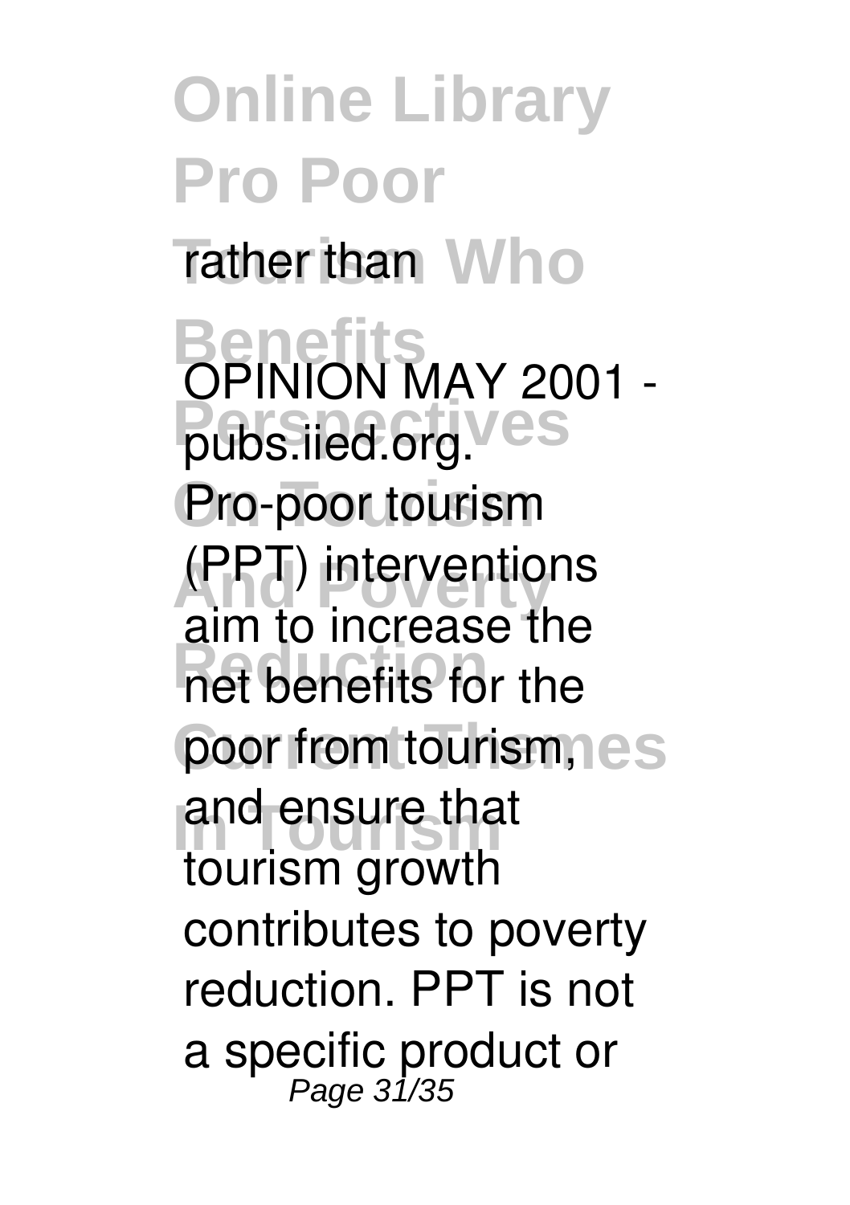rather than

OPINION MAY 2001 - pubs.iied.org.
Pro-poor tourism (PPT) interventions aim to increase the net benefits for the poor from tourism, and ensure that tourism growth contributes to poverty reduction. PPT is not a specific product or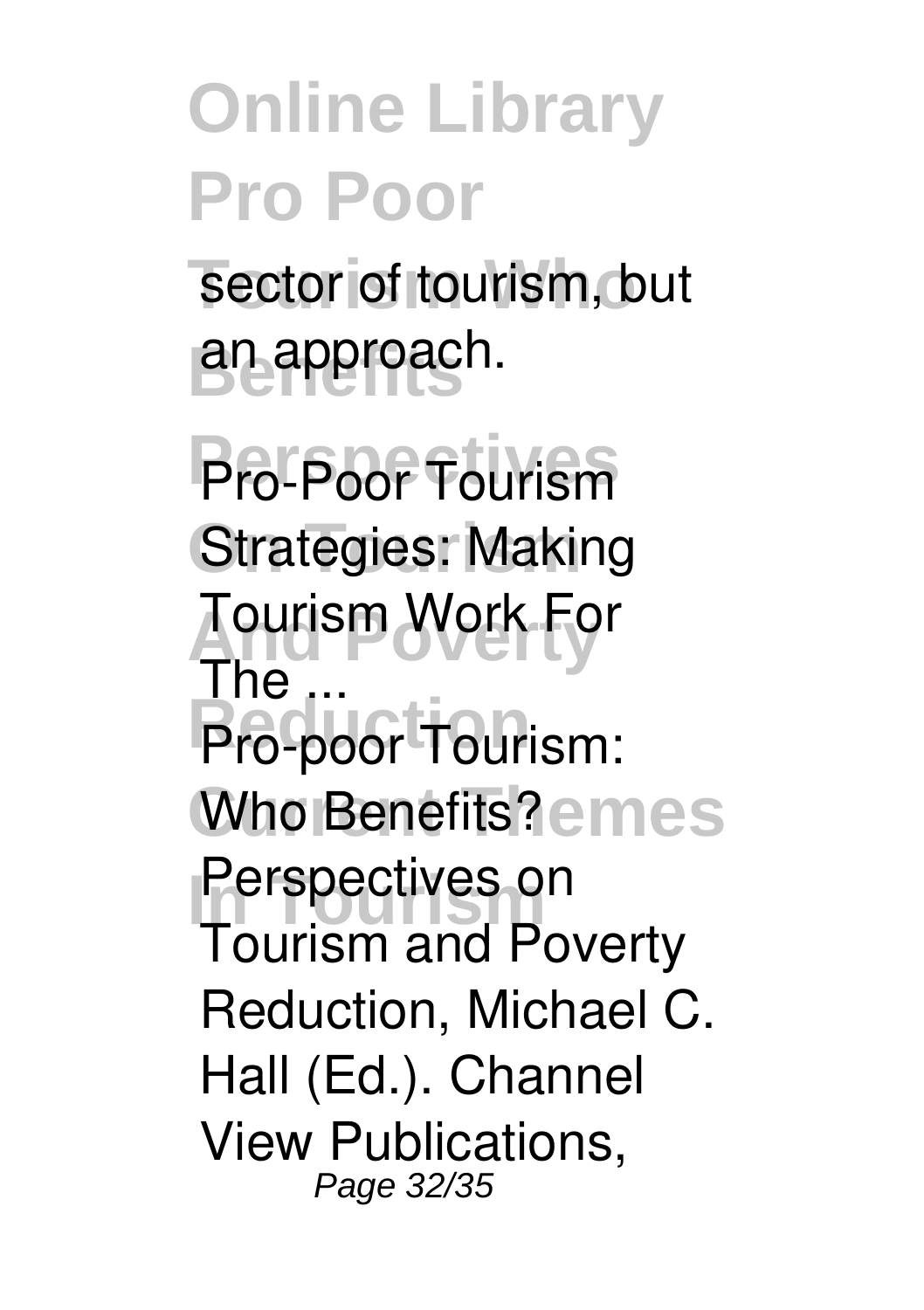sector of tourism, but an approach.

**Pro-Poor Tourism Strategies: Making Tourism Work For The ...**

Pro-poor Tourism: Who Benefits? Perspectives on Tourism and Poverty Reduction, Michael C. Hall (Ed.). Channel View Publications,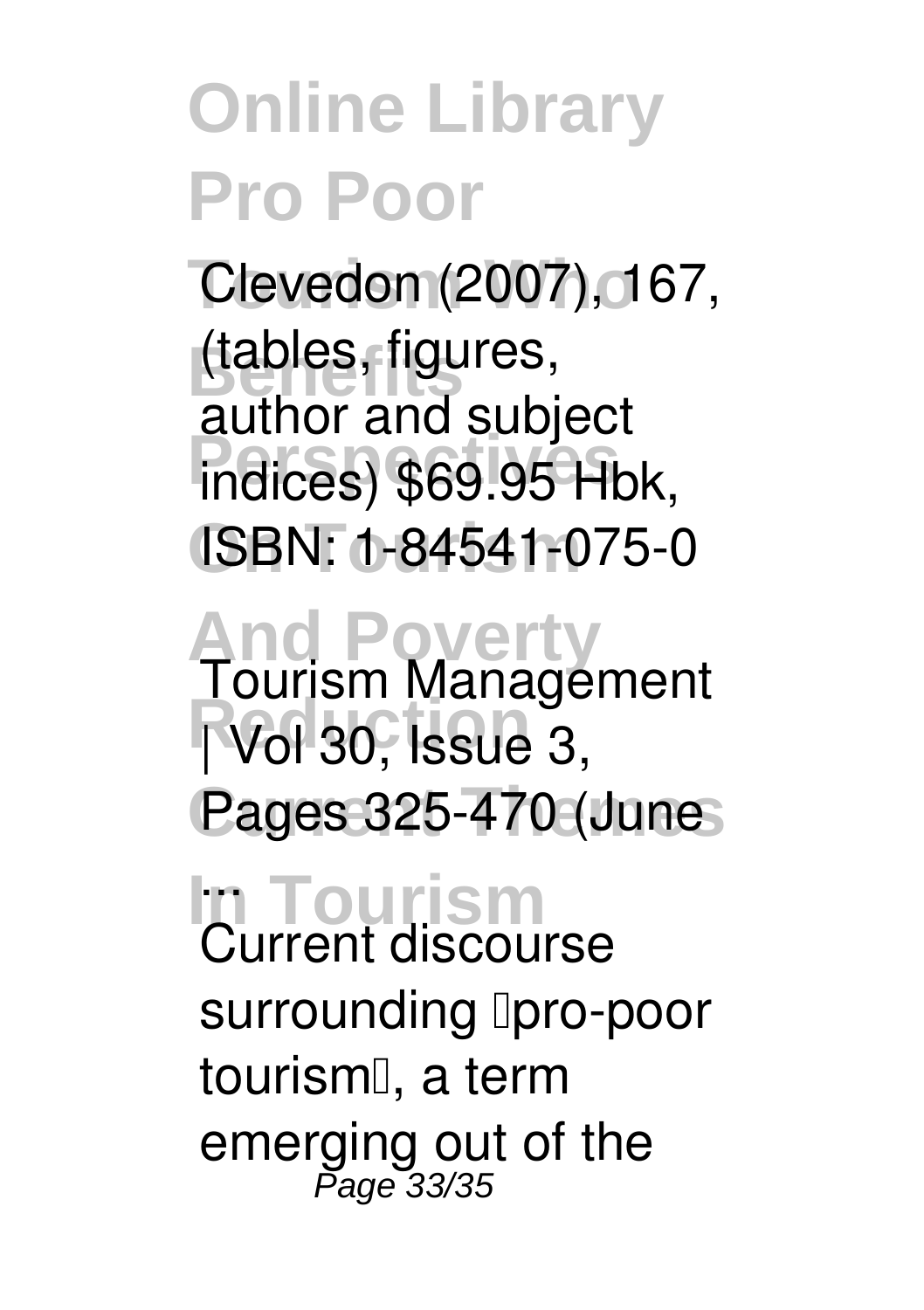Clevedon (2007), 167, (tables, figures, author and subject indices) $69.95 Hbk, ISBN: 1-84541-075-0

**Tourism Management | Vol 30, Issue 3, Pages 325-470 (June ...**

Current discourse surrounding 'pro-poor tourism', a term emerging out of the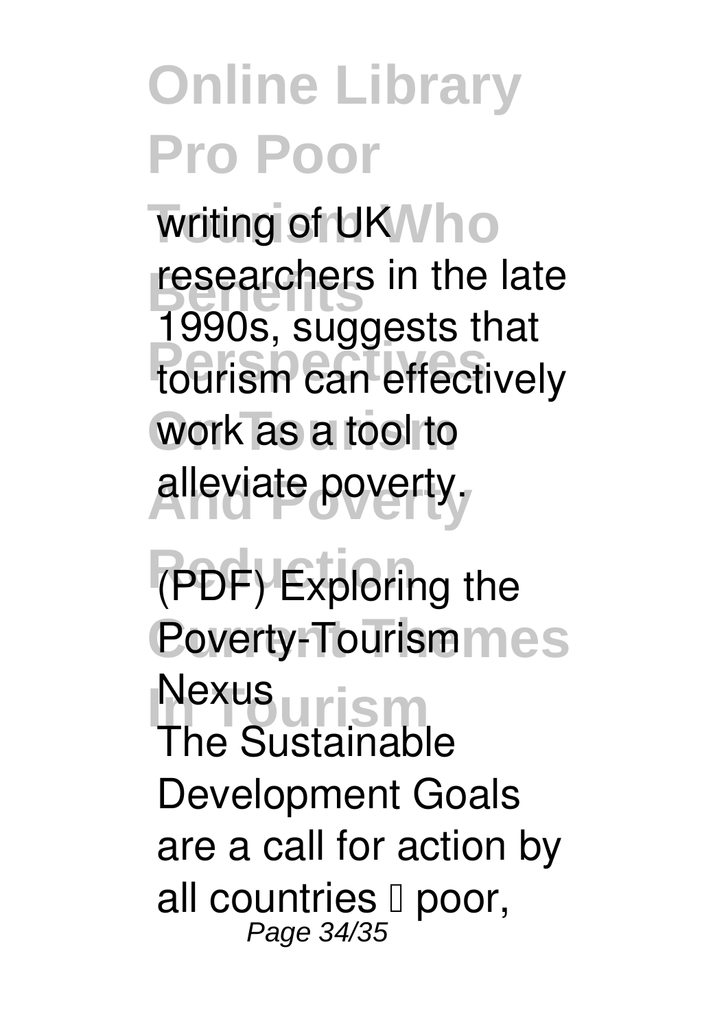writing of UK researchers in the late 1990s, suggests that tourism can effectively work as a tool to alleviate poverty.

**(PDF) Exploring the Poverty-Tourism Nexus**

The Sustainable Development Goals are a call for action by all countries – poor,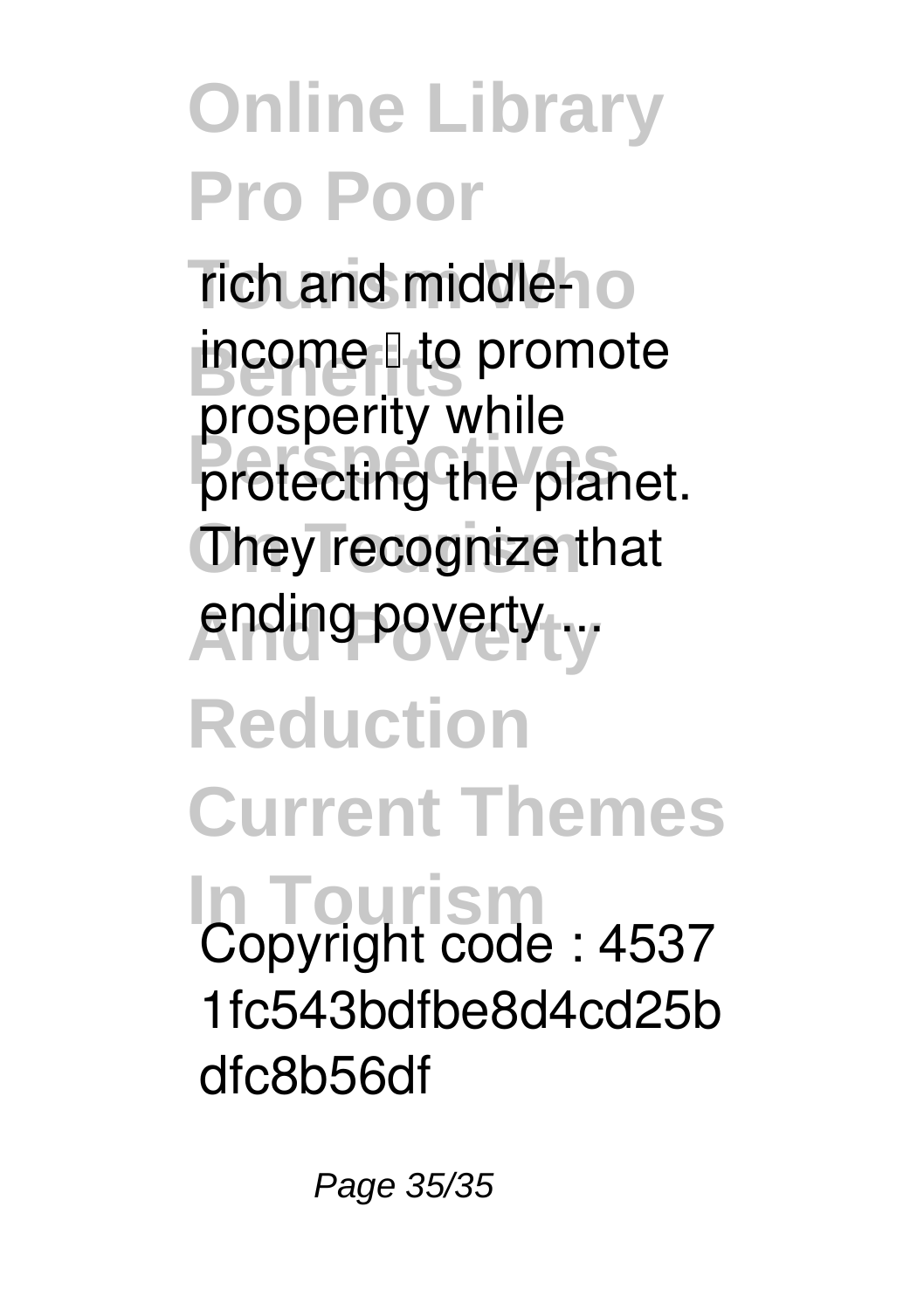rich and middle-income  to promote prosperity while protecting the planet. They recognize that ending poverty ...

Copyright code : 45371fc543bdfbe8d4cd25bdfc8b56df